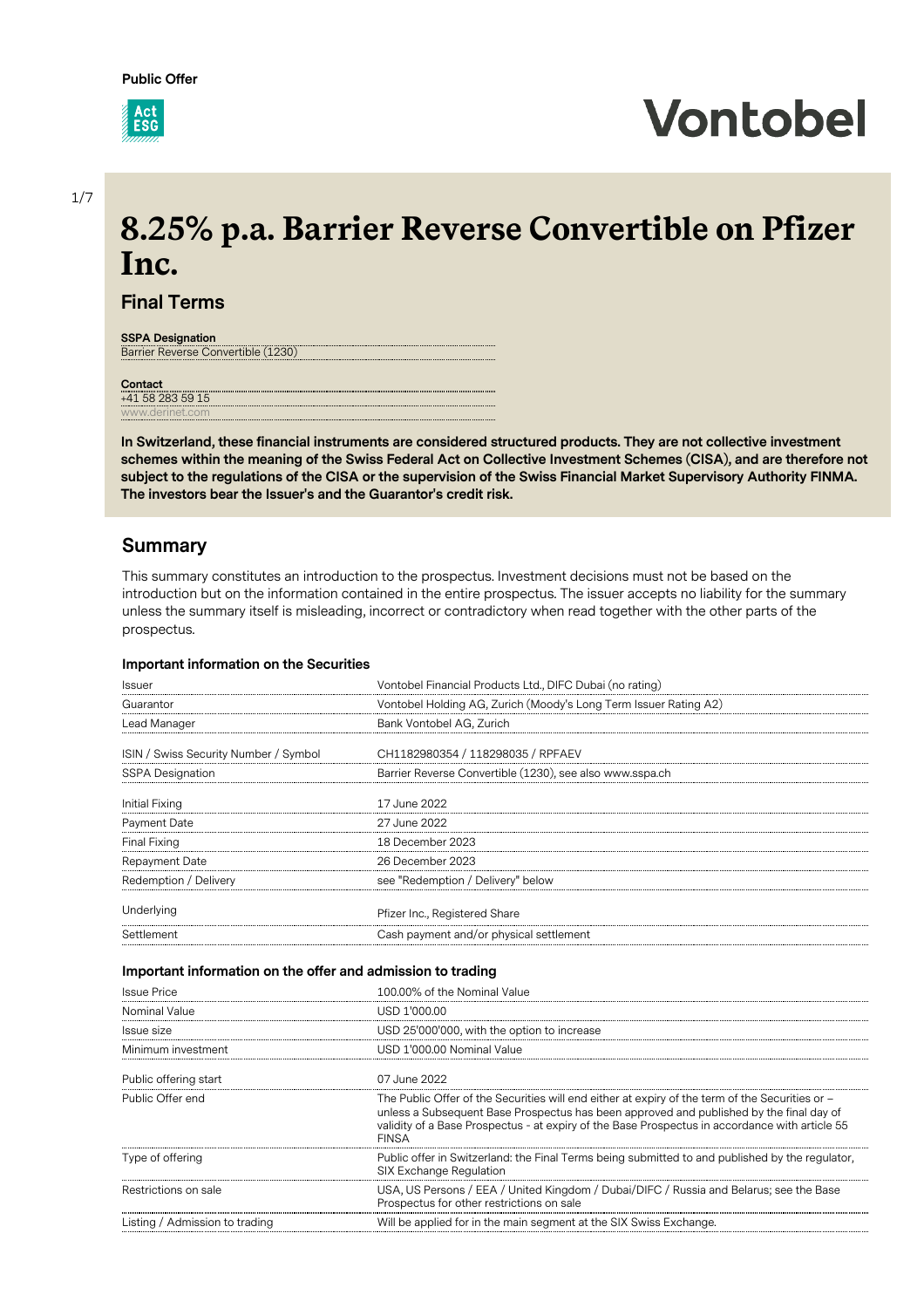Public Offer

Act ESG

Vontobel

# 8.25% p.a. Barrier Reverse Convertible on Pfizer Inc.

## Final Terms

**SSPA Designation**
Barrier Reverse Convertible (1230)

**Contact**
+41 58 283 59 15
www.derinet.com

**In Switzerland, these financial instruments are considered structured products. They are not collective investment schemes within the meaning of the Swiss Federal Act on Collective Investment Schemes (CISA), and are therefore not subject to the regulations of the CISA or the supervision of the Swiss Financial Market Supervisory Authority FINMA. The investors bear the Issuer's and the Guarantor's credit risk.**

## Summary

This summary constitutes an introduction to the prospectus. Investment decisions must not be based on the introduction but on the information contained in the entire prospectus. The issuer accepts no liability for the summary unless the summary itself is misleading, incorrect or contradictory when read together with the other parts of the prospectus.

### Important information on the Securities

| | |
|---|---|
| Issuer | Vontobel Financial Products Ltd., DIFC Dubai (no rating) |
| Guarantor | Vontobel Holding AG, Zurich (Moody's Long Term Issuer Rating A2) |
| Lead Manager | Bank Vontobel AG, Zurich |
| ISIN / Swiss Security Number / Symbol | CH1182980354 / 118298035 / RPFAEV |
| SSPA Designation | Barrier Reverse Convertible (1230), see also www.sspa.ch |
| Initial Fixing | 17 June 2022 |
| Payment Date | 27 June 2022 |
| Final Fixing | 18 December 2023 |
| Repayment Date | 26 December 2023 |
| Redemption / Delivery | see "Redemption / Delivery" below |
| Underlying | Pfizer Inc., Registered Share |
| Settlement | Cash payment and/or physical settlement |

### Important information on the offer and admission to trading

| | |
|---|---|
| Issue Price | 100.00% of the Nominal Value |
| Nominal Value | USD 1'000.00 |
| Issue size | USD 25'000'000, with the option to increase |
| Minimum investment | USD 1'000.00 Nominal Value |
| Public offering start | 07 June 2022 |
| Public Offer end | The Public Offer of the Securities will end either at expiry of the term of the Securities or – unless a Subsequent Base Prospectus has been approved and published by the final day of validity of a Base Prospectus - at expiry of the Base Prospectus in accordance with article 55 FINSA |
| Type of offering | Public offer in Switzerland: the Final Terms being submitted to and published by the regulator, SIX Exchange Regulation |
| Restrictions on sale | USA, US Persons / EEA / United Kingdom / Dubai/DIFC / Russia and Belarus; see the Base Prospectus for other restrictions on sale |
| Listing / Admission to trading | Will be applied for in the main segment at the SIX Swiss Exchange. |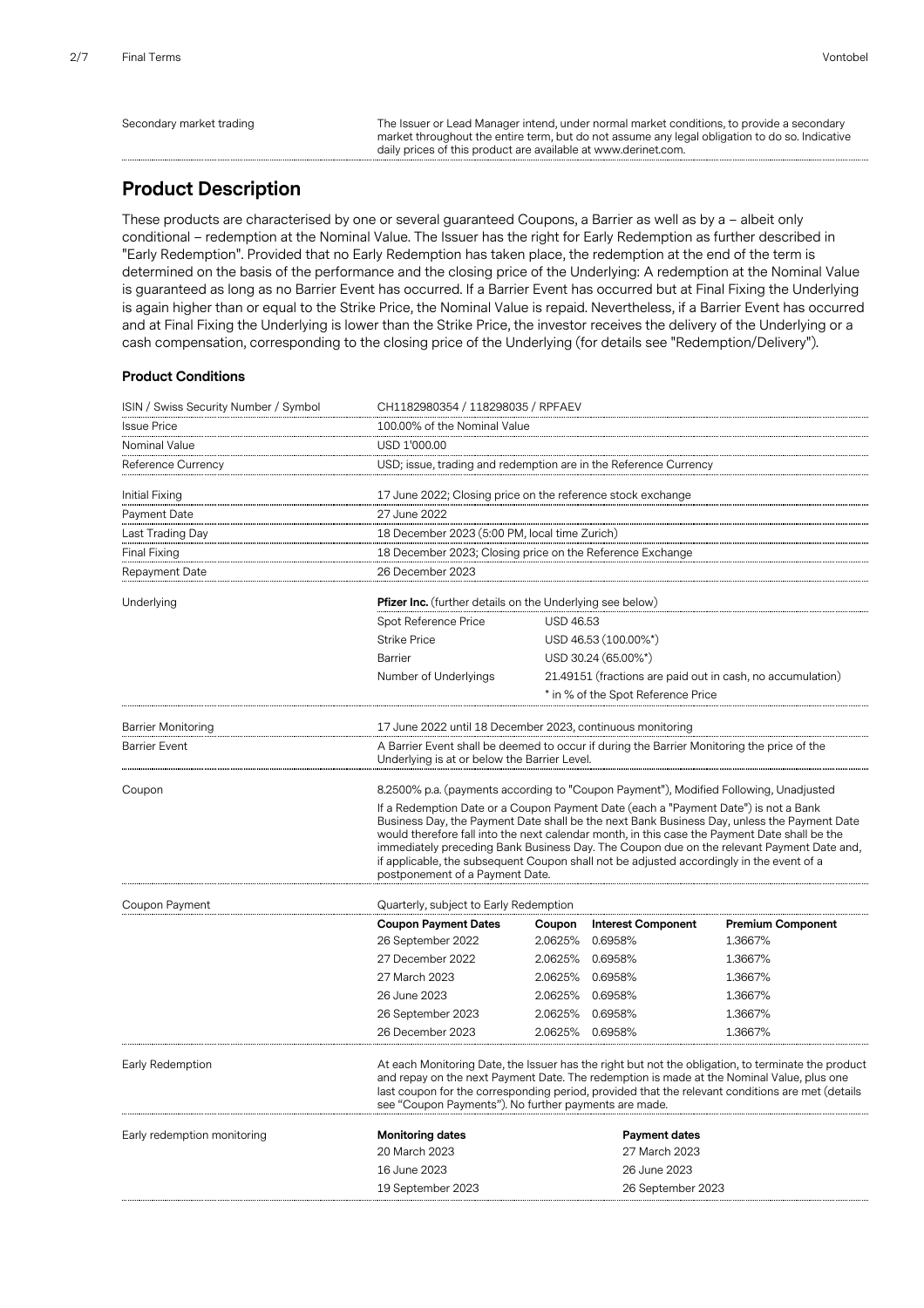| | |
|---|---|
| Secondary market trading | The Issuer or Lead Manager intend, under normal market conditions, to provide a secondary market throughout the entire term, but do not assume any legal obligation to do so. Indicative daily prices of this product are available at www.derinet.com. |

## Product Description

These products are characterised by one or several guaranteed Coupons, a Barrier as well as by a – albeit only conditional – redemption at the Nominal Value. The Issuer has the right for Early Redemption as further described in "Early Redemption". Provided that no Early Redemption has taken place, the redemption at the end of the term is determined on the basis of the performance and the closing price of the Underlying: A redemption at the Nominal Value is guaranteed as long as no Barrier Event has occurred. If a Barrier Event has occurred but at Final Fixing the Underlying is again higher than or equal to the Strike Price, the Nominal Value is repaid. Nevertheless, if a Barrier Event has occurred and at Final Fixing the Underlying is lower than the Strike Price, the investor receives the delivery of the Underlying or a cash compensation, corresponding to the closing price of the Underlying (for details see "Redemption/Delivery").

### Product Conditions

| | |
|---|---|
| ISIN / Swiss Security Number / Symbol | CH1182980354 / 118298035 / RPFAEV |
| Issue Price | 100.00% of the Nominal Value |
| Nominal Value | USD 1'000.00 |
| Reference Currency | USD; issue, trading and redemption are in the Reference Currency |
| Initial Fixing | 17 June 2022; Closing price on the reference stock exchange |
| Payment Date | 27 June 2022 |
| Last Trading Day | 18 December 2023 (5:00 PM, local time Zurich) |
| Final Fixing | 18 December 2023; Closing price on the Reference Exchange |
| Repayment Date | 26 December 2023 |

**Underlying:** **Pfizer Inc.** (further details on the Underlying see below)

| | |
|---|---|
| Spot Reference Price | USD 46.53 |
| Strike Price | USD 46.53 (100.00%*) |
| Barrier | USD 30.24 (65.00%*) |
| Number of Underlyings | 21.49151 (fractions are paid out in cash, no accumulation) |
| | * in % of the Spot Reference Price |

| | |
|---|---|
| Barrier Monitoring | 17 June 2022 until 18 December 2023, continuous monitoring |
| Barrier Event | A Barrier Event shall be deemed to occur if during the Barrier Monitoring the price of the Underlying is at or below the Barrier Level. |
| Coupon | 8.2500% p.a. (payments according to "Coupon Payment"), Modified Following, Unadjusted<br><br>If a Redemption Date or a Coupon Payment Date (each a "Payment Date") is not a Bank Business Day, the Payment Date shall be the next Bank Business Day, unless the Payment Date would therefore fall into the next calendar month, in this case the Payment Date shall be the immediately preceding Bank Business Day. The Coupon due on the relevant Payment Date and, if applicable, the subsequent Coupon shall not be adjusted accordingly in the event of a postponement of a Payment Date. |

**Coupon Payment:** Quarterly, subject to Early Redemption

| Coupon Payment Dates | Coupon | Interest Component | Premium Component |
|---|---|---|---|
| 26 September 2022 | 2.0625% | 0.6958% | 1.3667% |
| 27 December 2022 | 2.0625% | 0.6958% | 1.3667% |
| 27 March 2023 | 2.0625% | 0.6958% | 1.3667% |
| 26 June 2023 | 2.0625% | 0.6958% | 1.3667% |
| 26 September 2023 | 2.0625% | 0.6958% | 1.3667% |
| 26 December 2023 | 2.0625% | 0.6958% | 1.3667% |

**Early Redemption:** At each Monitoring Date, the Issuer has the right but not the obligation, to terminate the product and repay on the next Payment Date. The redemption is made at the Nominal Value, plus one last coupon for the corresponding period, provided that the relevant conditions are met (details see "Coupon Payments"). No further payments are made.

**Early redemption monitoring:**

| Monitoring dates | Payment dates |
|---|---|
| 20 March 2023 | 27 March 2023 |
| 16 June 2023 | 26 June 2023 |
| 19 September 2023 | 26 September 2023 |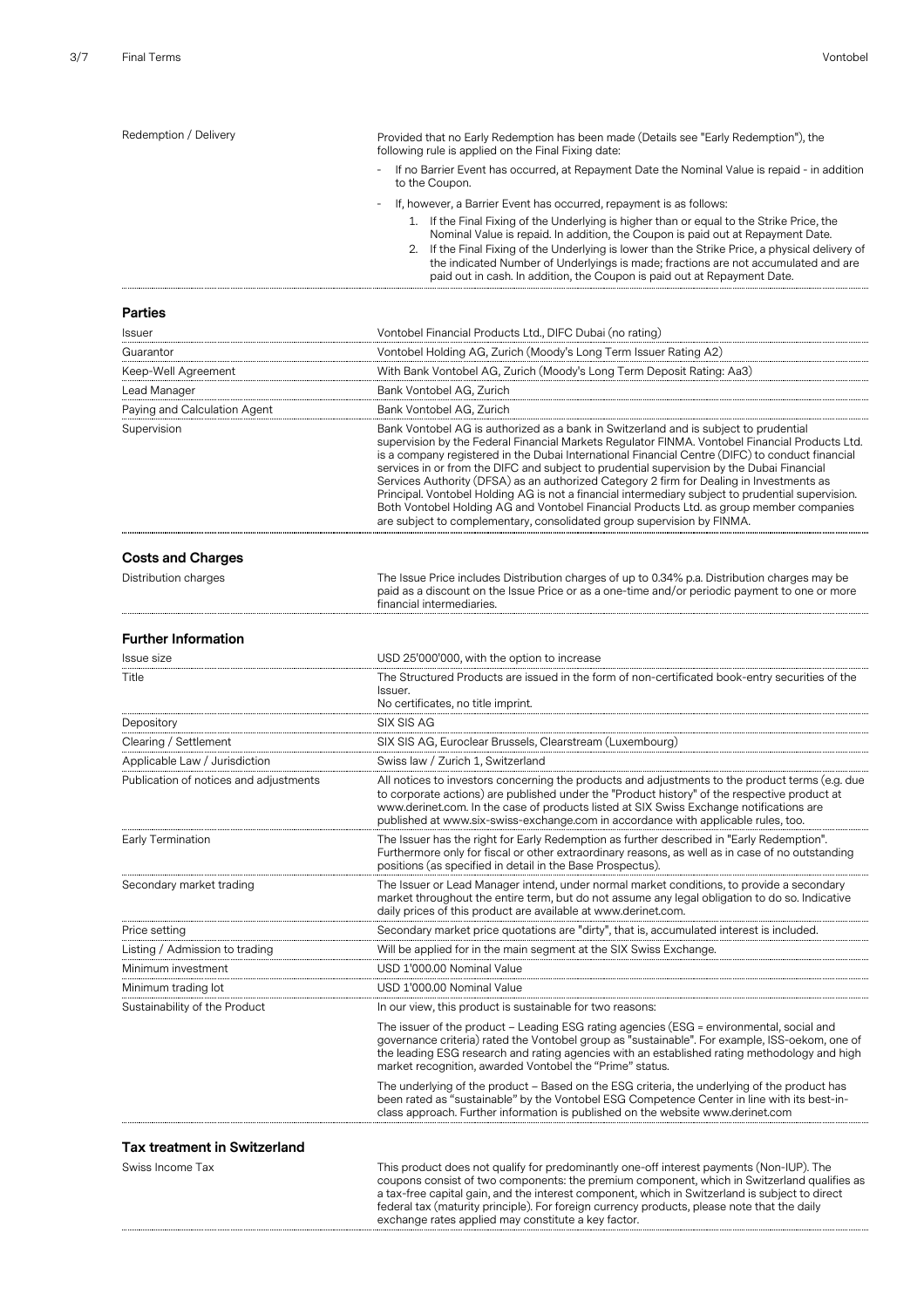| | |
|---|---|
| Redemption / Delivery | Provided that no Early Redemption has been made (Details see "Early Redemption"), the following rule is applied on the Final Fixing date:<br>- If no Barrier Event has occurred, at Repayment Date the Nominal Value is repaid - in addition to the Coupon.<br>- If, however, a Barrier Event has occurred, repayment is as follows:<br>1. If the Final Fixing of the Underlying is higher than or equal to the Strike Price, the Nominal Value is repaid. In addition, the Coupon is paid out at Repayment Date.<br>2. If the Final Fixing of the Underlying is lower than the Strike Price, a physical delivery of the indicated Number of Underlyings is made; fractions are not accumulated and are paid out in cash. In addition, the Coupon is paid out at Repayment Date. |

## Parties

| | |
|---|---|
| Issuer | Vontobel Financial Products Ltd., DIFC Dubai (no rating) |
| Guarantor | Vontobel Holding AG, Zurich (Moody's Long Term Issuer Rating A2) |
| Keep-Well Agreement | With Bank Vontobel AG, Zurich (Moody's Long Term Deposit Rating: Aa3) |
| Lead Manager | Bank Vontobel AG, Zurich |
| Paying and Calculation Agent | Bank Vontobel AG, Zurich |
| Supervision | Bank Vontobel AG is authorized as a bank in Switzerland and is subject to prudential supervision by the Federal Financial Markets Regulator FINMA. Vontobel Financial Products Ltd. is a company registered in the Dubai International Financial Centre (DIFC) to conduct financial services in or from the DIFC and subject to prudential supervision by the Dubai Financial Services Authority (DFSA) as an authorized Category 2 firm for Dealing in Investments as Principal. Vontobel Holding AG is not a financial intermediary subject to prudential supervision. Both Vontobel Holding AG and Vontobel Financial Products Ltd. as group member companies are subject to complementary, consolidated group supervision by FINMA. |

## Costs and Charges

| | |
|---|---|
| Distribution charges | The Issue Price includes Distribution charges of up to 0.34% p.a. Distribution charges may be paid as a discount on the Issue Price or as a one-time and/or periodic payment to one or more financial intermediaries. |

## Further Information

| | |
|---|---|
| Issue size | USD 25'000'000, with the option to increase |
| Title | The Structured Products are issued in the form of non-certificated book-entry securities of the Issuer.<br>No certificates, no title imprint. |
| Depository | SIX SIS AG |
| Clearing / Settlement | SIX SIS AG, Euroclear Brussels, Clearstream (Luxembourg) |
| Applicable Law / Jurisdiction | Swiss law / Zurich 1, Switzerland |
| Publication of notices and adjustments | All notices to investors concerning the products and adjustments to the product terms (e.g. due to corporate actions) are published under the "Product history" of the respective product at www.derinet.com. In the case of products listed at SIX Swiss Exchange notifications are published at www.six-swiss-exchange.com in accordance with applicable rules, too. |
| Early Termination | The Issuer has the right for Early Redemption as further described in "Early Redemption". Furthermore only for fiscal or other extraordinary reasons, as well as in case of no outstanding positions (as specified in detail in the Base Prospectus). |
| Secondary market trading | The Issuer or Lead Manager intend, under normal market conditions, to provide a secondary market throughout the entire term, but do not assume any legal obligation to do so. Indicative daily prices of this product are available at www.derinet.com. |
| Price setting | Secondary market price quotations are "dirty", that is, accumulated interest is included. |
| Listing / Admission to trading | Will be applied for in the main segment at the SIX Swiss Exchange. |
| Minimum investment | USD 1'000.00 Nominal Value |
| Minimum trading lot | USD 1'000.00 Nominal Value |
| Sustainability of the Product | In our view, this product is sustainable for two reasons:<br>The issuer of the product – Leading ESG rating agencies (ESG = environmental, social and governance criteria) rated the Vontobel group as "sustainable". For example, ISS-oekom, one of the leading ESG research and rating agencies with an established rating methodology and high market recognition, awarded Vontobel the "Prime" status.<br>The underlying of the product – Based on the ESG criteria, the underlying of the product has been rated as "sustainable" by the Vontobel ESG Competence Center in line with its best-in-class approach. Further information is published on the website www.derinet.com |

## Tax treatment in Switzerland

| | |
|---|---|
| Swiss Income Tax | This product does not qualify for predominantly one-off interest payments (Non-IUP). The coupons consist of two components: the premium component, which in Switzerland qualifies as a tax-free capital gain, and the interest component, which in Switzerland is subject to direct federal tax (maturity principle). For foreign currency products, please note that the daily exchange rates applied may constitute a key factor. |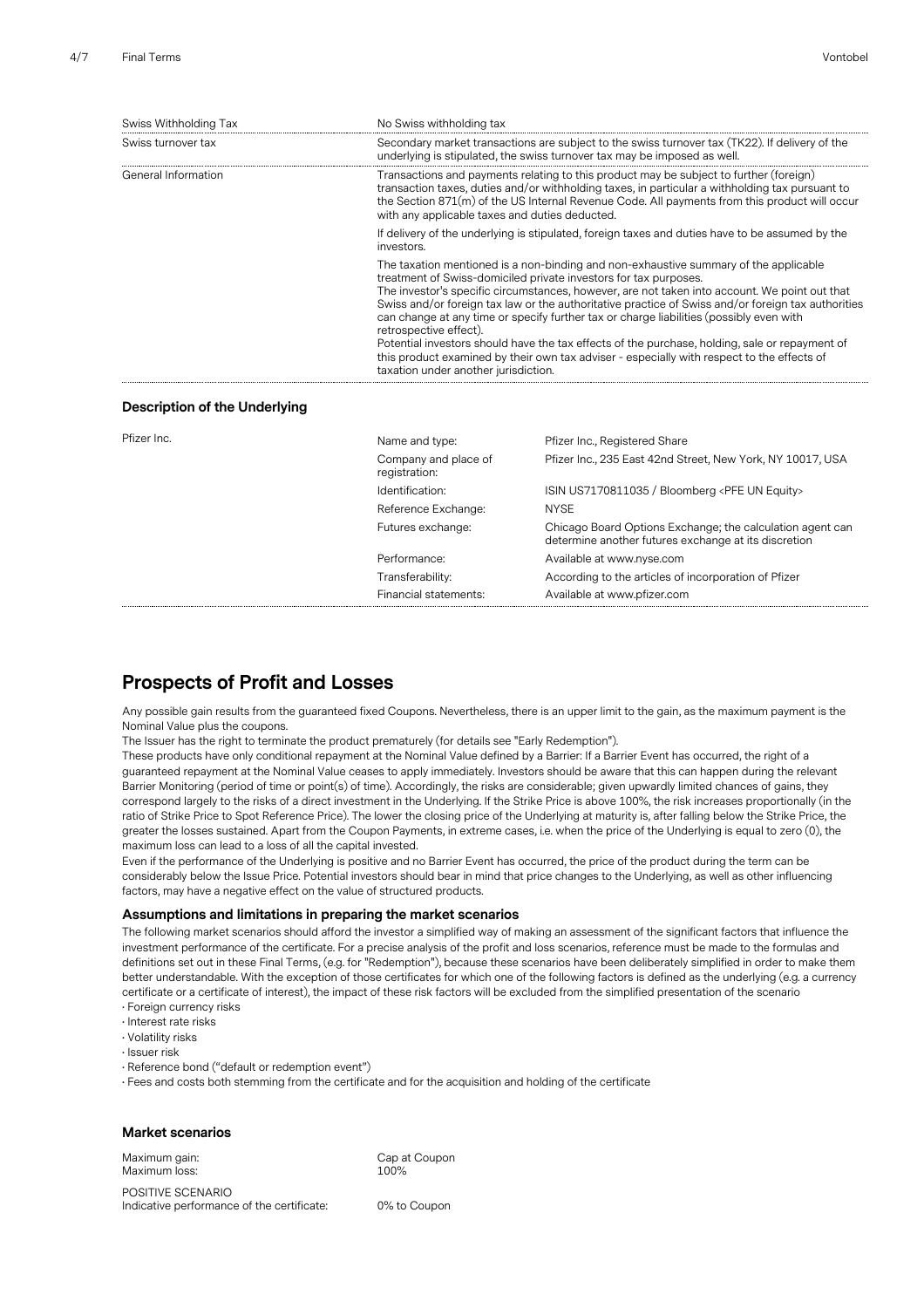| | |
|---|---|
| Swiss Withholding Tax | No Swiss withholding tax |
| Swiss turnover tax | Secondary market transactions are subject to the swiss turnover tax (TK22). If delivery of the underlying is stipulated, the swiss turnover tax may be imposed as well. |
| General Information | Transactions and payments relating to this product may be subject to further (foreign) transaction taxes, duties and/or withholding taxes, in particular a withholding tax pursuant to the Section 871(m) of the US Internal Revenue Code. All payments from this product will occur with any applicable taxes and duties deducted.<br><br>If delivery of the underlying is stipulated, foreign taxes and duties have to be assumed by the investors.<br><br>The taxation mentioned is a non-binding and non-exhaustive summary of the applicable treatment of Swiss-domiciled private investors for tax purposes.<br>The investor's specific circumstances, however, are not taken into account. We point out that Swiss and/or foreign tax law or the authoritative practice of Swiss and/or foreign tax authorities can change at any time or specify further tax or charge liabilities (possibly even with retrospective effect).<br>Potential investors should have the tax effects of the purchase, holding, sale or repayment of this product examined by their own tax adviser - especially with respect to the effects of taxation under another jurisdiction. |

### Description of the Underlying

| | | |
|---|---|---|
| Pfizer Inc. | Name and type: | Pfizer Inc., Registered Share |
| | Company and place of registration: | Pfizer Inc., 235 East 42nd Street, New York, NY 10017, USA |
| | Identification: | ISIN US7170811035 / Bloomberg <PFE UN Equity> |
| | Reference Exchange: | NYSE |
| | Futures exchange: | Chicago Board Options Exchange; the calculation agent can determine another futures exchange at its discretion |
| | Performance: | Available at www.nyse.com |
| | Transferability: | According to the articles of incorporation of Pfizer |
| | Financial statements: | Available at www.pfizer.com |

## Prospects of Profit and Losses

Any possible gain results from the guaranteed fixed Coupons. Nevertheless, there is an upper limit to the gain, as the maximum payment is the Nominal Value plus the coupons.
The Issuer has the right to terminate the product prematurely (for details see "Early Redemption").
These products have only conditional repayment at the Nominal Value defined by a Barrier: If a Barrier Event has occurred, the right of a guaranteed repayment at the Nominal Value ceases to apply immediately. Investors should be aware that this can happen during the relevant Barrier Monitoring (period of time or point(s) of time). Accordingly, the risks are considerable; given upwardly limited chances of gains, they correspond largely to the risks of a direct investment in the Underlying. If the Strike Price is above 100%, the risk increases proportionally (in the ratio of Strike Price to Spot Reference Price). The lower the closing price of the Underlying at maturity is, after falling below the Strike Price, the greater the losses sustained. Apart from the Coupon Payments, in extreme cases, i.e. when the price of the Underlying is equal to zero (0), the maximum loss can lead to a loss of all the capital invested.
Even if the performance of the Underlying is positive and no Barrier Event has occurred, the price of the product during the term can be considerably below the Issue Price. Potential investors should bear in mind that price changes to the Underlying, as well as other influencing factors, may have a negative effect on the value of structured products.

### Assumptions and limitations in preparing the market scenarios

The following market scenarios should afford the investor a simplified way of making an assessment of the significant factors that influence the investment performance of the certificate. For a precise analysis of the profit and loss scenarios, reference must be made to the formulas and definitions set out in these Final Terms, (e.g. for "Redemption"), because these scenarios have been deliberately simplified in order to make them better understandable. With the exception of those certificates for which one of the following factors is defined as the underlying (e.g. a currency certificate or a certificate of interest), the impact of these risk factors will be excluded from the simplified presentation of the scenario

- Foreign currency risks
- Interest rate risks
- Volatility risks
- Issuer risk
- Reference bond ("default or redemption event")
- Fees and costs both stemming from the certificate and for the acquisition and holding of the certificate

### Market scenarios

| | |
|---|---|
| Maximum gain: | Cap at Coupon |
| Maximum loss: | 100% |

POSITIVE SCENARIO

| | |
|---|---|
| Indicative performance of the certificate: | 0% to Coupon |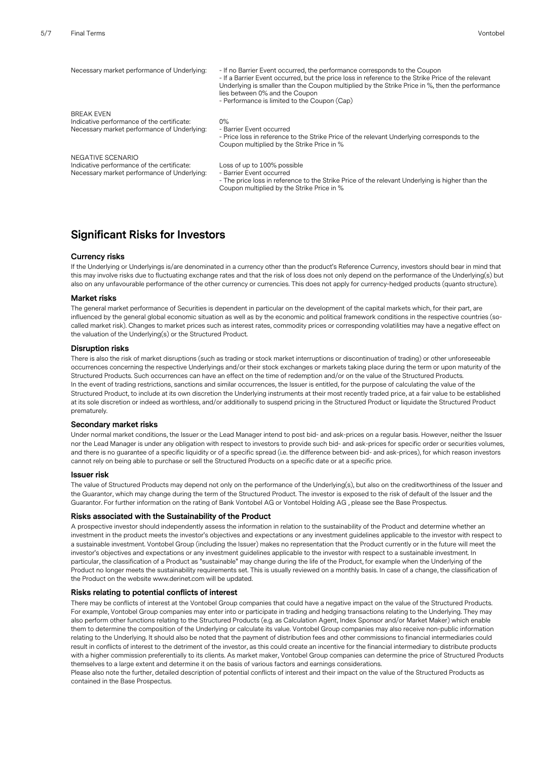| | |
|---|---|
| Necessary market performance of Underlying: | - If no Barrier Event occurred, the performance corresponds to the Coupon<br>- If a Barrier Event occurred, but the price loss in reference to the Strike Price of the relevant Underlying is smaller than the Coupon multiplied by the Strike Price in %, then the performance lies between 0% and the Coupon<br>- Performance is limited to the Coupon (Cap) |
| BREAK EVEN | |
| Indicative performance of the certificate: | 0% |
| Necessary market performance of Underlying: | - Barrier Event occurred<br>- Price loss in reference to the Strike Price of the relevant Underlying corresponds to the Coupon multiplied by the Strike Price in % |
| NEGATIVE SCENARIO | |
| Indicative performance of the certificate: | Loss of up to 100% possible |
| Necessary market performance of Underlying: | - Barrier Event occurred<br>- The price loss in reference to the Strike Price of the relevant Underlying is higher than the Coupon multiplied by the Strike Price in % |

## Significant Risks for Investors

### Currency risks

If the Underlying or Underlyings is/are denominated in a currency other than the product's Reference Currency, investors should bear in mind that this may involve risks due to fluctuating exchange rates and that the risk of loss does not only depend on the performance of the Underlying(s) but also on any unfavourable performance of the other currency or currencies. This does not apply for currency-hedged products (quanto structure).

### Market risks

The general market performance of Securities is dependent in particular on the development of the capital markets which, for their part, are influenced by the general global economic situation as well as by the economic and political framework conditions in the respective countries (so-called market risk). Changes to market prices such as interest rates, commodity prices or corresponding volatilities may have a negative effect on the valuation of the Underlying(s) or the Structured Product.

### Disruption risks

There is also the risk of market disruptions (such as trading or stock market interruptions or discontinuation of trading) or other unforeseeable occurrences concerning the respective Underlyings and/or their stock exchanges or markets taking place during the term or upon maturity of the Structured Products. Such occurrences can have an effect on the time of redemption and/or on the value of the Structured Products.
In the event of trading restrictions, sanctions and similar occurrences, the Issuer is entitled, for the purpose of calculating the value of the Structured Product, to include at its own discretion the Underlying instruments at their most recently traded price, at a fair value to be established at its sole discretion or indeed as worthless, and/or additionally to suspend pricing in the Structured Product or liquidate the Structured Product prematurely.

### Secondary market risks

Under normal market conditions, the Issuer or the Lead Manager intend to post bid- and ask-prices on a regular basis. However, neither the Issuer nor the Lead Manager is under any obligation with respect to investors to provide such bid- and ask-prices for specific order or securities volumes, and there is no guarantee of a specific liquidity or of a specific spread (i.e. the difference between bid- and ask-prices), for which reason investors cannot rely on being able to purchase or sell the Structured Products on a specific date or at a specific price.

### Issuer risk

The value of Structured Products may depend not only on the performance of the Underlying(s), but also on the creditworthiness of the Issuer and the Guarantor, which may change during the term of the Structured Product. The investor is exposed to the risk of default of the Issuer and the Guarantor. For further information on the rating of Bank Vontobel AG or Vontobel Holding AG , please see the Base Prospectus.

### Risks associated with the Sustainability of the Product

A prospective investor should independently assess the information in relation to the sustainability of the Product and determine whether an investment in the product meets the investor's objectives and expectations or any investment guidelines applicable to the investor with respect to a sustainable investment. Vontobel Group (including the Issuer) makes no representation that the Product currently or in the future will meet the investor's objectives and expectations or any investment guidelines applicable to the investor with respect to a sustainable investment. In particular, the classification of a Product as "sustainable" may change during the life of the Product, for example when the Underlying of the Product no longer meets the sustainability requirements set. This is usually reviewed on a monthly basis. In case of a change, the classification of the Product on the website www.derinet.com will be updated.

### Risks relating to potential conflicts of interest

There may be conflicts of interest at the Vontobel Group companies that could have a negative impact on the value of the Structured Products. For example, Vontobel Group companies may enter into or participate in trading and hedging transactions relating to the Underlying. They may also perform other functions relating to the Structured Products (e.g. as Calculation Agent, Index Sponsor and/or Market Maker) which enable them to determine the composition of the Underlying or calculate its value. Vontobel Group companies may also receive non-public information relating to the Underlying. It should also be noted that the payment of distribution fees and other commissions to financial intermediaries could result in conflicts of interest to the detriment of the investor, as this could create an incentive for the financial intermediary to distribute products with a higher commission preferentially to its clients. As market maker, Vontobel Group companies can determine the price of Structured Products themselves to a large extent and determine it on the basis of various factors and earnings considerations.
Please also note the further, detailed description of potential conflicts of interest and their impact on the value of the Structured Products as contained in the Base Prospectus.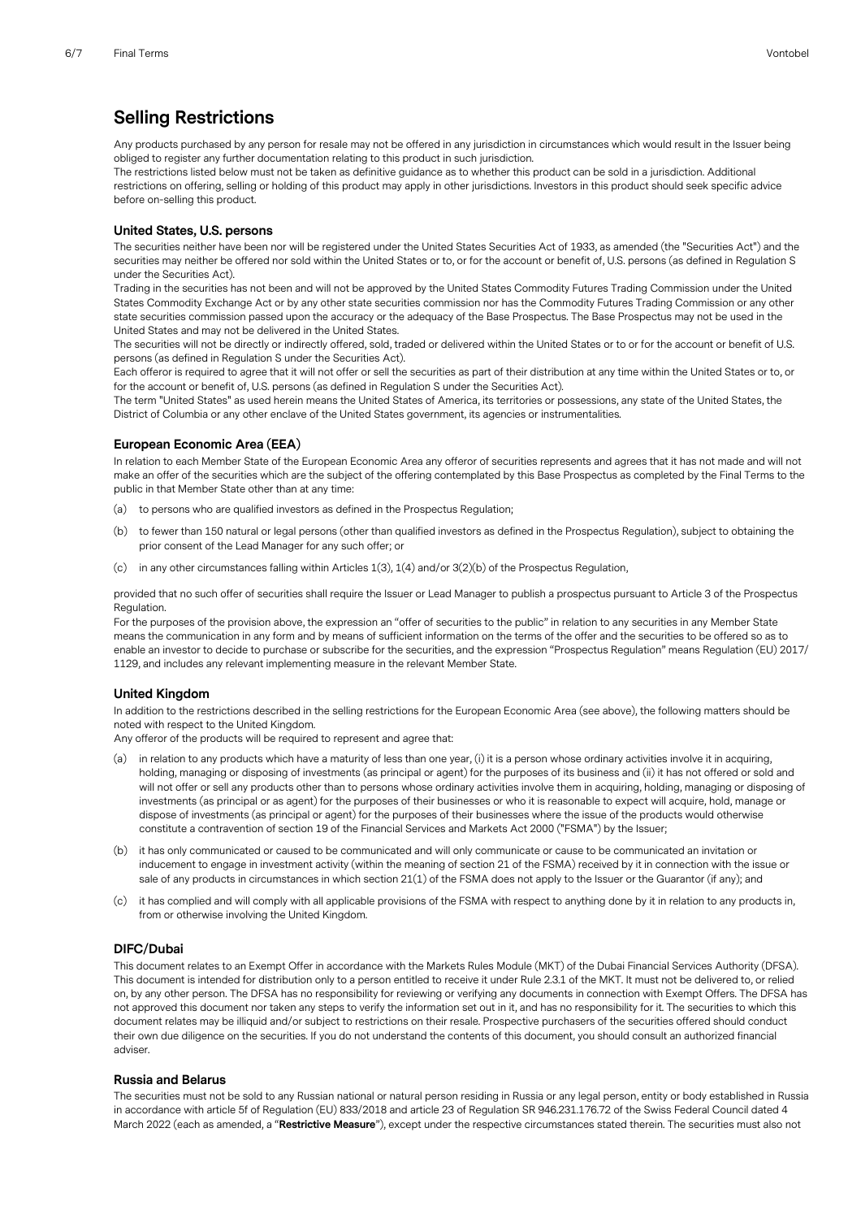## Selling Restrictions

Any products purchased by any person for resale may not be offered in any jurisdiction in circumstances which would result in the Issuer being obliged to register any further documentation relating to this product in such jurisdiction.
The restrictions listed below must not be taken as definitive guidance as to whether this product can be sold in a jurisdiction. Additional restrictions on offering, selling or holding of this product may apply in other jurisdictions. Investors in this product should seek specific advice before on-selling this product.

### United States, U.S. persons

The securities neither have been nor will be registered under the United States Securities Act of 1933, as amended (the "Securities Act") and the securities may neither be offered nor sold within the United States or to, or for the account or benefit of, U.S. persons (as defined in Regulation S under the Securities Act).
Trading in the securities has not been and will not be approved by the United States Commodity Futures Trading Commission under the United States Commodity Exchange Act or by any other state securities commission nor has the Commodity Futures Trading Commission or any other state securities commission passed upon the accuracy or the adequacy of the Base Prospectus. The Base Prospectus may not be used in the United States and may not be delivered in the United States.
The securities will not be directly or indirectly offered, sold, traded or delivered within the United States or to or for the account or benefit of U.S. persons (as defined in Regulation S under the Securities Act).
Each offeror is required to agree that it will not offer or sell the securities as part of their distribution at any time within the United States or to, or for the account or benefit of, U.S. persons (as defined in Regulation S under the Securities Act).
The term "United States" as used herein means the United States of America, its territories or possessions, any state of the United States, the District of Columbia or any other enclave of the United States government, its agencies or instrumentalities.

### European Economic Area (EEA)

In relation to each Member State of the European Economic Area any offeror of securities represents and agrees that it has not made and will not make an offer of the securities which are the subject of the offering contemplated by this Base Prospectus as completed by the Final Terms to the public in that Member State other than at any time:

(a) to persons who are qualified investors as defined in the Prospectus Regulation;

(b) to fewer than 150 natural or legal persons (other than qualified investors as defined in the Prospectus Regulation), subject to obtaining the prior consent of the Lead Manager for any such offer; or

(c) in any other circumstances falling within Articles 1(3), 1(4) and/or 3(2)(b) of the Prospectus Regulation,

provided that no such offer of securities shall require the Issuer or Lead Manager to publish a prospectus pursuant to Article 3 of the Prospectus Regulation.
For the purposes of the provision above, the expression an "offer of securities to the public" in relation to any securities in any Member State means the communication in any form and by means of sufficient information on the terms of the offer and the securities to be offered so as to enable an investor to decide to purchase or subscribe for the securities, and the expression "Prospectus Regulation" means Regulation (EU) 2017/1129, and includes any relevant implementing measure in the relevant Member State.

### United Kingdom

In addition to the restrictions described in the selling restrictions for the European Economic Area (see above), the following matters should be noted with respect to the United Kingdom.
Any offeror of the products will be required to represent and agree that:

(a) in relation to any products which have a maturity of less than one year, (i) it is a person whose ordinary activities involve it in acquiring, holding, managing or disposing of investments (as principal or agent) for the purposes of its business and (ii) it has not offered or sold and will not offer or sell any products other than to persons whose ordinary activities involve them in acquiring, holding, managing or disposing of investments (as principal or as agent) for the purposes of their businesses or who it is reasonable to expect will acquire, hold, manage or dispose of investments (as principal or agent) for the purposes of their businesses where the issue of the products would otherwise constitute a contravention of section 19 of the Financial Services and Markets Act 2000 ("FSMA") by the Issuer;

(b) it has only communicated or caused to be communicated and will only communicate or cause to be communicated an invitation or inducement to engage in investment activity (within the meaning of section 21 of the FSMA) received by it in connection with the issue or sale of any products in circumstances in which section 21(1) of the FSMA does not apply to the Issuer or the Guarantor (if any); and

(c) it has complied and will comply with all applicable provisions of the FSMA with respect to anything done by it in relation to any products in, from or otherwise involving the United Kingdom.

### DIFC/Dubai

This document relates to an Exempt Offer in accordance with the Markets Rules Module (MKT) of the Dubai Financial Services Authority (DFSA). This document is intended for distribution only to a person entitled to receive it under Rule 2.3.1 of the MKT. It must not be delivered to, or relied on, by any other person. The DFSA has no responsibility for reviewing or verifying any documents in connection with Exempt Offers. The DFSA has not approved this document nor taken any steps to verify the information set out in it, and has no responsibility for it. The securities to which this document relates may be illiquid and/or subject to restrictions on their resale. Prospective purchasers of the securities offered should conduct their own due diligence on the securities. If you do not understand the contents of this document, you should consult an authorized financial adviser.

### Russia and Belarus

The securities must not be sold to any Russian national or natural person residing in Russia or any legal person, entity or body established in Russia in accordance with article 5f of Regulation (EU) 833/2018 and article 23 of Regulation SR 946.231.176.72 of the Swiss Federal Council dated 4 March 2022 (each as amended, a "**Restrictive Measure**"), except under the respective circumstances stated therein. The securities must also not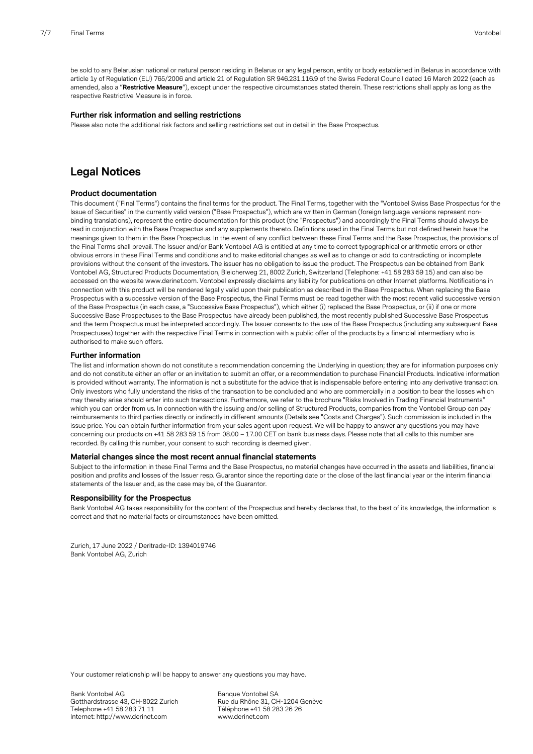be sold to any Belarusian national or natural person residing in Belarus or any legal person, entity or body established in Belarus in accordance with article 1y of Regulation (EU) 765/2006 and article 21 of Regulation SR 946.231.116.9 of the Swiss Federal Council dated 16 March 2022 (each as amended, also a "**Restrictive Measure**"), except under the respective circumstances stated therein. These restrictions shall apply as long as the respective Restrictive Measure is in force.

### Further risk information and selling restrictions

Please also note the additional risk factors and selling restrictions set out in detail in the Base Prospectus.

## Legal Notices

### Product documentation

This document ("Final Terms") contains the final terms for the product. The Final Terms, together with the "Vontobel Swiss Base Prospectus for the Issue of Securities" in the currently valid version ("Base Prospectus"), which are written in German (foreign language versions represent non-binding translations), represent the entire documentation for this product (the "Prospectus") and accordingly the Final Terms should always be read in conjunction with the Base Prospectus and any supplements thereto. Definitions used in the Final Terms but not defined herein have the meanings given to them in the Base Prospectus. In the event of any conflict between these Final Terms and the Base Prospectus, the provisions of the Final Terms shall prevail. The Issuer and/or Bank Vontobel AG is entitled at any time to correct typographical or arithmetic errors or other obvious errors in these Final Terms and conditions and to make editorial changes as well as to change or add to contradicting or incomplete provisions without the consent of the investors. The issuer has no obligation to issue the product. The Prospectus can be obtained from Bank Vontobel AG, Structured Products Documentation, Bleicherweg 21, 8002 Zurich, Switzerland (Telephone: +41 58 283 59 15) and can also be accessed on the website www.derinet.com. Vontobel expressly disclaims any liability for publications on other Internet platforms. Notifications in connection with this product will be rendered legally valid upon their publication as described in the Base Prospectus. When replacing the Base Prospectus with a successive version of the Base Prospectus, the Final Terms must be read together with the most recent valid successive version of the Base Prospectus (in each case, a "Successive Base Prospectus"), which either (i) replaced the Base Prospectus, or (ii) if one or more Successive Base Prospectuses to the Base Prospectus have already been published, the most recently published Successive Base Prospectus and the term Prospectus must be interpreted accordingly. The Issuer consents to the use of the Base Prospectus (including any subsequent Base Prospectuses) together with the respective Final Terms in connection with a public offer of the products by a financial intermediary who is authorised to make such offers.

### Further information

The list and information shown do not constitute a recommendation concerning the Underlying in question; they are for information purposes only and do not constitute either an offer or an invitation to submit an offer, or a recommendation to purchase Financial Products. Indicative information is provided without warranty. The information is not a substitute for the advice that is indispensable before entering into any derivative transaction. Only investors who fully understand the risks of the transaction to be concluded and who are commercially in a position to bear the losses which may thereby arise should enter into such transactions. Furthermore, we refer to the brochure "Risks Involved in Trading Financial Instruments" which you can order from us. In connection with the issuing and/or selling of Structured Products, companies from the Vontobel Group can pay reimbursements to third parties directly or indirectly in different amounts (Details see "Costs and Charges"). Such commission is included in the issue price. You can obtain further information from your sales agent upon request. We will be happy to answer any questions you may have concerning our products on +41 58 283 59 15 from 08.00 – 17.00 CET on bank business days. Please note that all calls to this number are recorded. By calling this number, your consent to such recording is deemed given.

### Material changes since the most recent annual financial statements

Subject to the information in these Final Terms and the Base Prospectus, no material changes have occurred in the assets and liabilities, financial position and profits and losses of the Issuer resp. Guarantor since the reporting date or the close of the last financial year or the interim financial statements of the Issuer and, as the case may be, of the Guarantor.

### Responsibility for the Prospectus

Bank Vontobel AG takes responsibility for the content of the Prospectus and hereby declares that, to the best of its knowledge, the information is correct and that no material facts or circumstances have been omitted.

Zurich, 17 June 2022 / Deritrade-ID: 1394019746
Bank Vontobel AG, Zurich

Your customer relationship will be happy to answer any questions you may have.

Bank Vontobel AG
Gotthardstrasse 43, CH-8022 Zurich
Telephone +41 58 283 71 11
Internet: http://www.derinet.com

Banque Vontobel SA
Rue du Rhône 31, CH-1204 Genève
Téléphone +41 58 283 26 26
www.derinet.com